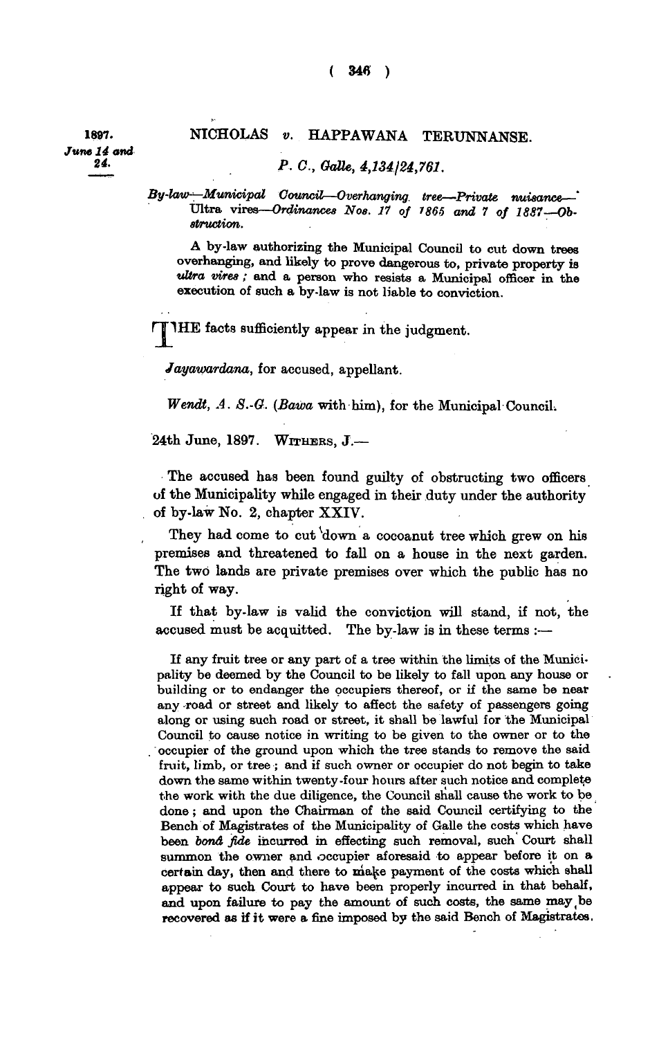1897.
*June 14 and 24.*

# NICHOLAS *v.* HAPPAWANA TERUNNANSE.

*P. C., Galle, 4,134/24,761.*

*By-law—Municipal Council—Overhanging tree—Private nuisance—Ultra vires—Ordinances Nos. 17 of 1865 and 7 of 1887—Obstruction.*

A by-law authorizing the Municipal Council to cut down trees overhanging, and likely to prove dangerous to, private property is *ultra vires*; and a person who resists a Municipal officer in the execution of such a by-law is not liable to conviction.

THE facts sufficiently appear in the judgment.

*Jayawardana*, for accused, appellant.

*Wendt, A. S.-G.* (*Bawa* with him), for the Municipal Council.

24th June, 1897. WITHERS, J.—

The accused has been found guilty of obstructing two officers of the Municipality while engaged in their duty under the authority of by-law No. 2, chapter XXIV.

They had come to cut down a cocoanut tree which grew on his premises and threatened to fall on a house in the next garden. The two lands are private premises over which the public has no right of way.

If that by-law is valid the conviction will stand, if not, the accused must be acquitted. The by-law is in these terms :—

> If any fruit tree or any part of a tree within the limits of the Municipality be deemed by the Council to be likely to fall upon any house or building or to endanger the occupiers thereof, or if the same be near any road or street and likely to affect the safety of passengers going along or using such road or street, it shall be lawful for the Municipal Council to cause notice in writing to be given to the owner or to the occupier of the ground upon which the tree stands to remove the said fruit, limb, or tree; and if such owner or occupier do not begin to take down the same within twenty-four hours after such notice and complete the work with the due diligence, the Council shall cause the work to be done; and upon the Chairman of the said Council certifying to the Bench of Magistrates of the Municipality of Galle the costs which have been *bonâ fide* incurred in effecting such removal, such Court shall summon the owner and occupier aforesaid to appear before it on a certain day, then and there to make payment of the costs which shall appear to such Court to have been properly incurred in that behalf, and upon failure to pay the amount of such costs, the same may be recovered as if it were a fine imposed by the said Bench of Magistrates.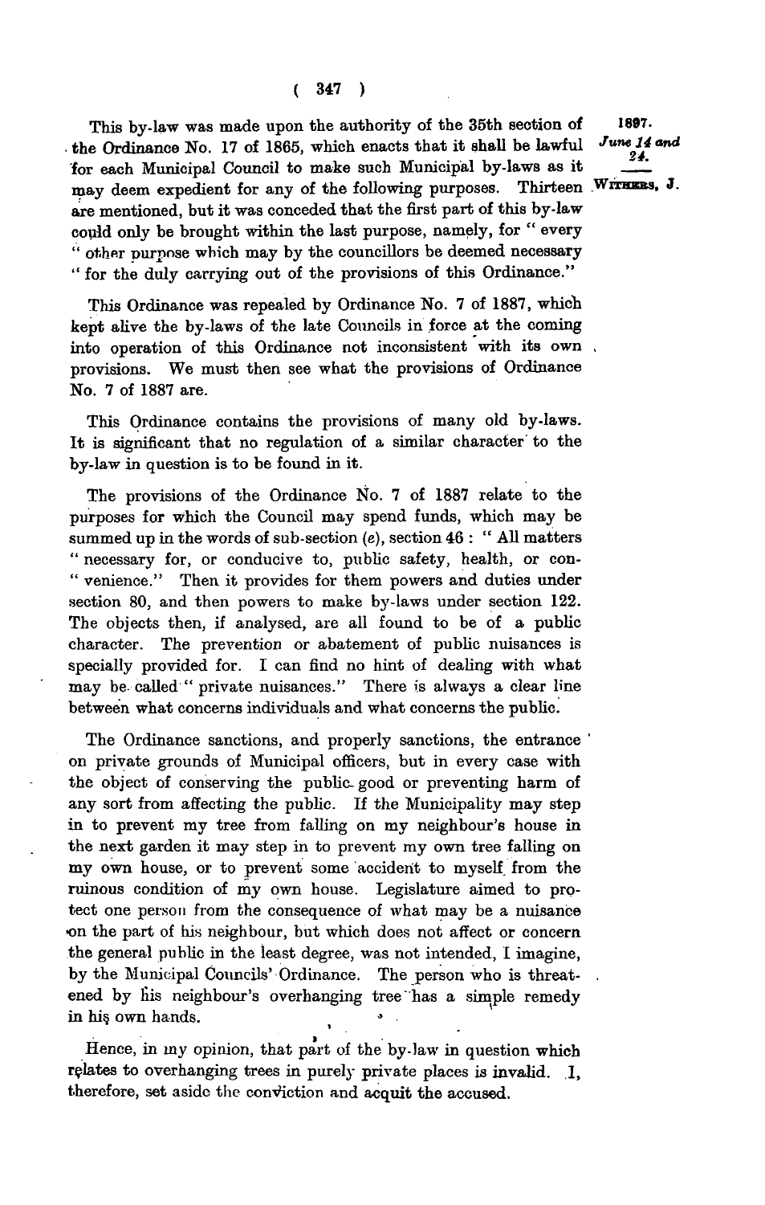This by-law was made upon the authority of the 35th section of the Ordinance No. 17 of 1865, which enacts that it shall be lawful for each Municipal Council to make such Municipal by-laws as it may deem expedient for any of the following purposes. Thirteen are mentioned, but it was conceded that the first part of this by-law could only be brought within the last purpose, namely, for "every "other purpose which may by the councillors be deemed necessary "for the duly carrying out of the provisions of this Ordinance."

This Ordinance was repealed by Ordinance No. 7 of 1887, which kept alive the by-laws of the late Councils in force at the coming into operation of this Ordinance not inconsistent with its own provisions. We must then see what the provisions of Ordinance No. 7 of 1887 are.

This Ordinance contains the provisions of many old by-laws. It is significant that no regulation of a similar character to the by-law in question is to be found in it.

The provisions of the Ordinance No. 7 of 1887 relate to the purposes for which the Council may spend funds, which may be summed up in the words of sub-section (*e*), section 46 : "All matters "necessary for, or conducive to, public safety, health, or con-"venience." Then it provides for them powers and duties under section 80, and then powers to make by-laws under section 122. The objects then, if analysed, are all found to be of a public character. The prevention or abatement of public nuisances is specially provided for. I can find no hint of dealing with what may be called "private nuisances." There is always a clear line between what concerns individuals and what concerns the public.

The Ordinance sanctions, and properly sanctions, the entrance on private grounds of Municipal officers, but in every case with the object of conserving the public good or preventing harm of any sort from affecting the public. If the Municipality may step in to prevent my tree from falling on my neighbour's house in the next garden it may step in to prevent my own tree falling on my own house, or to prevent some accident to myself from the ruinous condition of my own house. Legislature aimed to protect one person from the consequence of what may be a nuisance on the part of his neighbour, but which does not affect or concern the general public in the least degree, was not intended, I imagine, by the Municipal Councils' Ordinance. The person who is threatened by his neighbour's overhanging tree has a simple remedy in his own hands.

Hence, in my opinion, that part of the by-law in question which relates to overhanging trees in purely private places is invalid. I, therefore, set aside the conviction and acquit the accused.